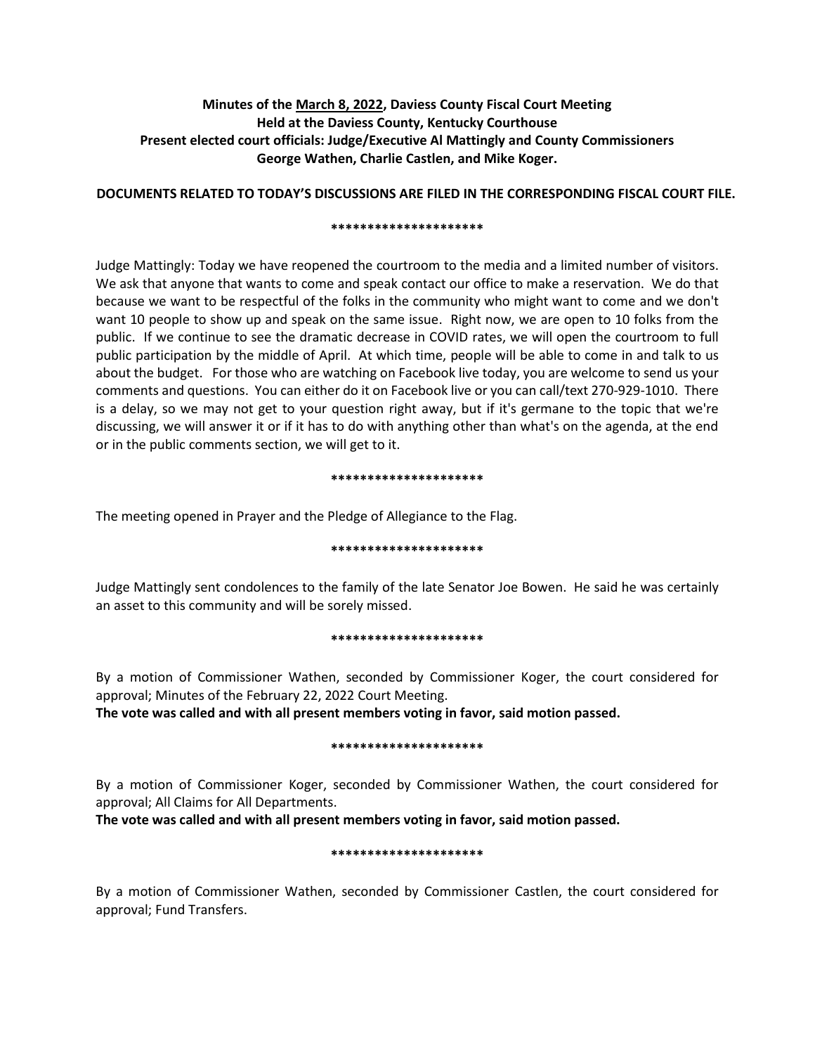**Minutes of the March 8, 2022, Daviess County Fiscal Court Meeting**
**Held at the Daviess County, Kentucky Courthouse**
**Present elected court officials: Judge/Executive Al Mattingly and County Commissioners George Wathen, Charlie Castlen, and Mike Koger.**

**DOCUMENTS RELATED TO TODAY'S DISCUSSIONS ARE FILED IN THE CORRESPONDING FISCAL COURT FILE.**

*********************

Judge Mattingly: Today we have reopened the courtroom to the media and a limited number of visitors. We ask that anyone that wants to come and speak contact our office to make a reservation. We do that because we want to be respectful of the folks in the community who might want to come and we don't want 10 people to show up and speak on the same issue. Right now, we are open to 10 folks from the public. If we continue to see the dramatic decrease in COVID rates, we will open the courtroom to full public participation by the middle of April. At which time, people will be able to come in and talk to us about the budget. For those who are watching on Facebook live today, you are welcome to send us your comments and questions. You can either do it on Facebook live or you can call/text 270-929-1010. There is a delay, so we may not get to your question right away, but if it's germane to the topic that we're discussing, we will answer it or if it has to do with anything other than what's on the agenda, at the end or in the public comments section, we will get to it.

*********************

The meeting opened in Prayer and the Pledge of Allegiance to the Flag.

*********************

Judge Mattingly sent condolences to the family of the late Senator Joe Bowen. He said he was certainly an asset to this community and will be sorely missed.

*********************

By a motion of Commissioner Wathen, seconded by Commissioner Koger, the court considered for approval; Minutes of the February 22, 2022 Court Meeting.
**The vote was called and with all present members voting in favor, said motion passed.**

*********************

By a motion of Commissioner Koger, seconded by Commissioner Wathen, the court considered for approval; All Claims for All Departments.
**The vote was called and with all present members voting in favor, said motion passed.**

*********************

By a motion of Commissioner Wathen, seconded by Commissioner Castlen, the court considered for approval; Fund Transfers.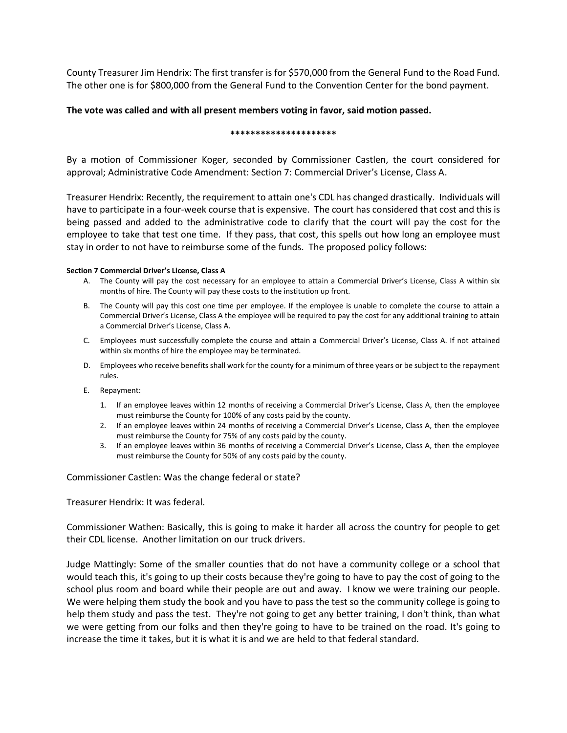County Treasurer Jim Hendrix: The first transfer is for $570,000 from the General Fund to the Road Fund. The other one is for $800,000 from the General Fund to the Convention Center for the bond payment.

**The vote was called and with all present members voting in favor, said motion passed.**

**********************

By a motion of Commissioner Koger, seconded by Commissioner Castlen, the court considered for approval; Administrative Code Amendment: Section 7: Commercial Driver's License, Class A.

Treasurer Hendrix: Recently, the requirement to attain one's CDL has changed drastically. Individuals will have to participate in a four-week course that is expensive. The court has considered that cost and this is being passed and added to the administrative code to clarify that the court will pay the cost for the employee to take that test one time. If they pass, that cost, this spells out how long an employee must stay in order to not have to reimburse some of the funds. The proposed policy follows:

**Section 7 Commercial Driver's License, Class A**

A. The County will pay the cost necessary for an employee to attain a Commercial Driver's License, Class A within six months of hire. The County will pay these costs to the institution up front.

B. The County will pay this cost one time per employee. If the employee is unable to complete the course to attain a Commercial Driver's License, Class A the employee will be required to pay the cost for any additional training to attain a Commercial Driver's License, Class A.

C. Employees must successfully complete the course and attain a Commercial Driver's License, Class A. If not attained within six months of hire the employee may be terminated.

D. Employees who receive benefits shall work for the county for a minimum of three years or be subject to the repayment rules.

E. Repayment:

   1. If an employee leaves within 12 months of receiving a Commercial Driver's License, Class A, then the employee must reimburse the County for 100% of any costs paid by the county.
   2. If an employee leaves within 24 months of receiving a Commercial Driver's License, Class A, then the employee must reimburse the County for 75% of any costs paid by the county.
   3. If an employee leaves within 36 months of receiving a Commercial Driver's License, Class A, then the employee must reimburse the County for 50% of any costs paid by the county.

Commissioner Castlen: Was the change federal or state?

Treasurer Hendrix: It was federal.

Commissioner Wathen: Basically, this is going to make it harder all across the country for people to get their CDL license. Another limitation on our truck drivers.

Judge Mattingly: Some of the smaller counties that do not have a community college or a school that would teach this, it's going to up their costs because they're going to have to pay the cost of going to the school plus room and board while their people are out and away. I know we were training our people. We were helping them study the book and you have to pass the test so the community college is going to help them study and pass the test. They're not going to get any better training, I don't think, than what we were getting from our folks and then they're going to have to be trained on the road. It's going to increase the time it takes, but it is what it is and we are held to that federal standard.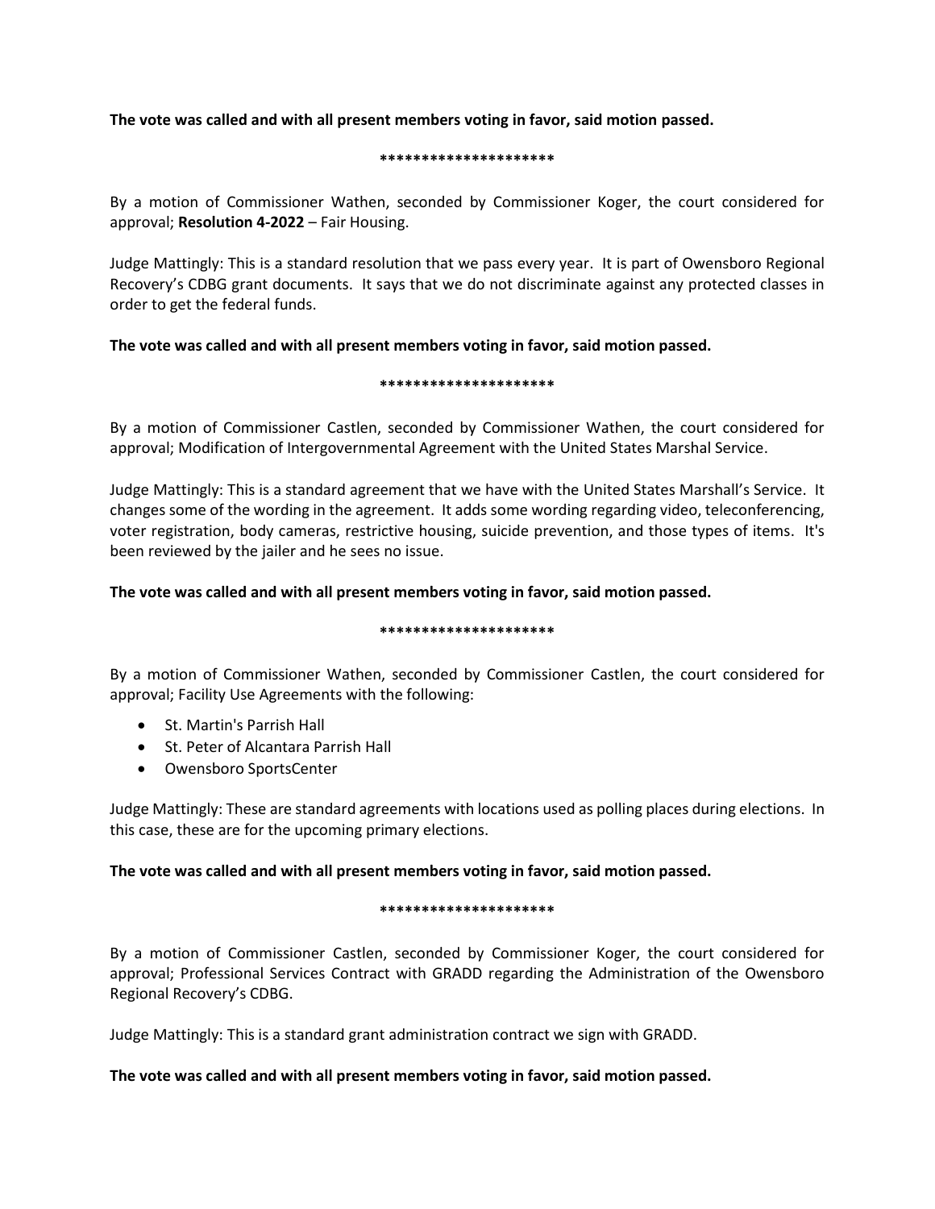**The vote was called and with all present members voting in favor, said motion passed.**

*********************

By a motion of Commissioner Wathen, seconded by Commissioner Koger, the court considered for approval; **Resolution 4-2022** – Fair Housing.

Judge Mattingly: This is a standard resolution that we pass every year. It is part of Owensboro Regional Recovery's CDBG grant documents. It says that we do not discriminate against any protected classes in order to get the federal funds.

**The vote was called and with all present members voting in favor, said motion passed.**

*********************

By a motion of Commissioner Castlen, seconded by Commissioner Wathen, the court considered for approval; Modification of Intergovernmental Agreement with the United States Marshal Service.

Judge Mattingly: This is a standard agreement that we have with the United States Marshall's Service. It changes some of the wording in the agreement. It adds some wording regarding video, teleconferencing, voter registration, body cameras, restrictive housing, suicide prevention, and those types of items. It's been reviewed by the jailer and he sees no issue.

**The vote was called and with all present members voting in favor, said motion passed.**

*********************

By a motion of Commissioner Wathen, seconded by Commissioner Castlen, the court considered for approval; Facility Use Agreements with the following:

- St. Martin's Parrish Hall
- St. Peter of Alcantara Parrish Hall
- Owensboro SportsCenter

Judge Mattingly: These are standard agreements with locations used as polling places during elections. In this case, these are for the upcoming primary elections.

**The vote was called and with all present members voting in favor, said motion passed.**

*********************

By a motion of Commissioner Castlen, seconded by Commissioner Koger, the court considered for approval; Professional Services Contract with GRADD regarding the Administration of the Owensboro Regional Recovery's CDBG.

Judge Mattingly: This is a standard grant administration contract we sign with GRADD.

**The vote was called and with all present members voting in favor, said motion passed.**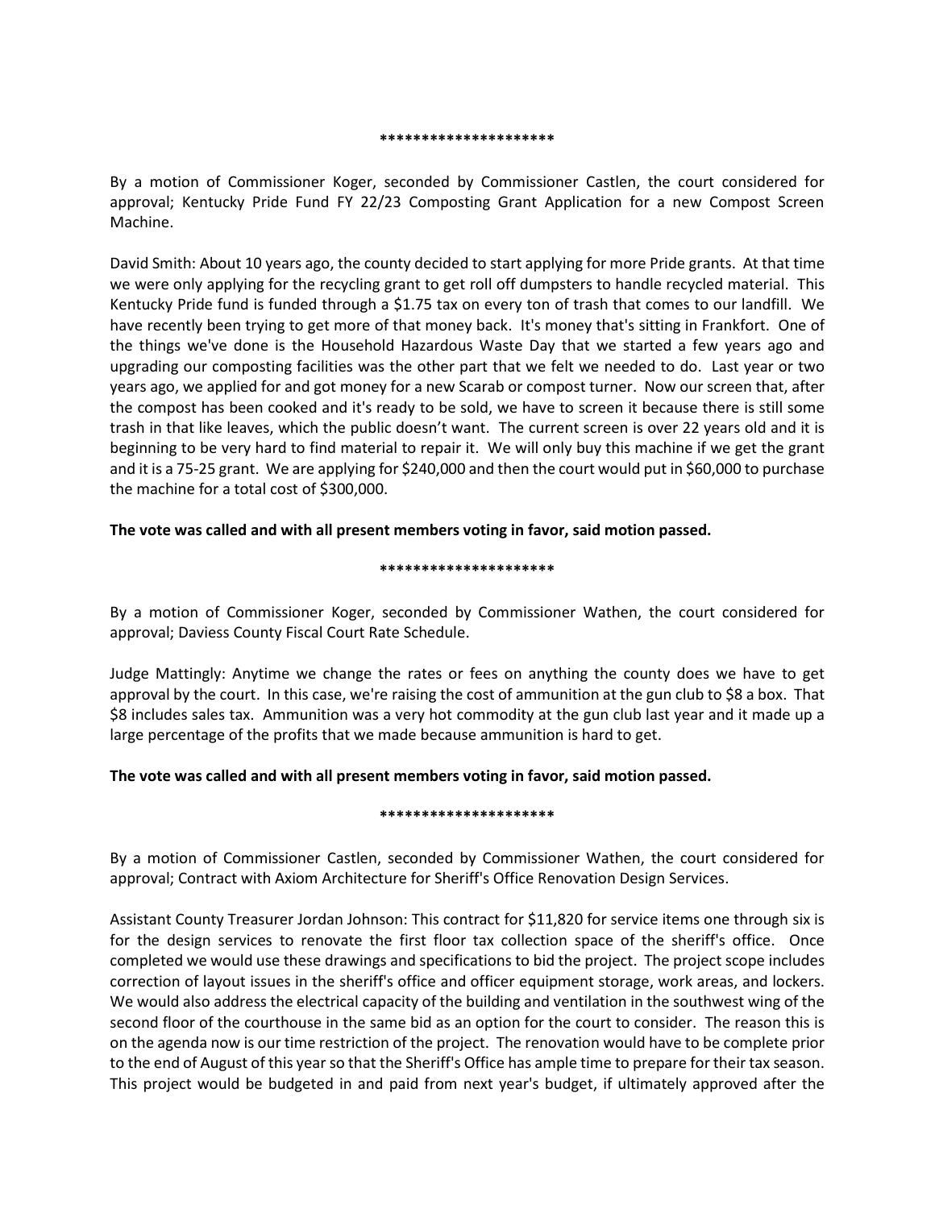*********************

By a motion of Commissioner Koger, seconded by Commissioner Castlen, the court considered for approval; Kentucky Pride Fund FY 22/23 Composting Grant Application for a new Compost Screen Machine.

David Smith: About 10 years ago, the county decided to start applying for more Pride grants. At that time we were only applying for the recycling grant to get roll off dumpsters to handle recycled material. This Kentucky Pride fund is funded through a $1.75 tax on every ton of trash that comes to our landfill. We have recently been trying to get more of that money back. It's money that's sitting in Frankfort. One of the things we've done is the Household Hazardous Waste Day that we started a few years ago and upgrading our composting facilities was the other part that we felt we needed to do. Last year or two years ago, we applied for and got money for a new Scarab or compost turner. Now our screen that, after the compost has been cooked and it's ready to be sold, we have to screen it because there is still some trash in that like leaves, which the public doesn't want. The current screen is over 22 years old and it is beginning to be very hard to find material to repair it. We will only buy this machine if we get the grant and it is a 75-25 grant. We are applying for $240,000 and then the court would put in $60,000 to purchase the machine for a total cost of $300,000.

**The vote was called and with all present members voting in favor, said motion passed.**

*********************

By a motion of Commissioner Koger, seconded by Commissioner Wathen, the court considered for approval; Daviess County Fiscal Court Rate Schedule.

Judge Mattingly: Anytime we change the rates or fees on anything the county does we have to get approval by the court. In this case, we're raising the cost of ammunition at the gun club to $8 a box. That $8 includes sales tax. Ammunition was a very hot commodity at the gun club last year and it made up a large percentage of the profits that we made because ammunition is hard to get.

**The vote was called and with all present members voting in favor, said motion passed.**

*********************

By a motion of Commissioner Castlen, seconded by Commissioner Wathen, the court considered for approval; Contract with Axiom Architecture for Sheriff's Office Renovation Design Services.

Assistant County Treasurer Jordan Johnson: This contract for $11,820 for service items one through six is for the design services to renovate the first floor tax collection space of the sheriff's office. Once completed we would use these drawings and specifications to bid the project. The project scope includes correction of layout issues in the sheriff's office and officer equipment storage, work areas, and lockers. We would also address the electrical capacity of the building and ventilation in the southwest wing of the second floor of the courthouse in the same bid as an option for the court to consider. The reason this is on the agenda now is our time restriction of the project. The renovation would have to be complete prior to the end of August of this year so that the Sheriff's Office has ample time to prepare for their tax season. This project would be budgeted in and paid from next year's budget, if ultimately approved after the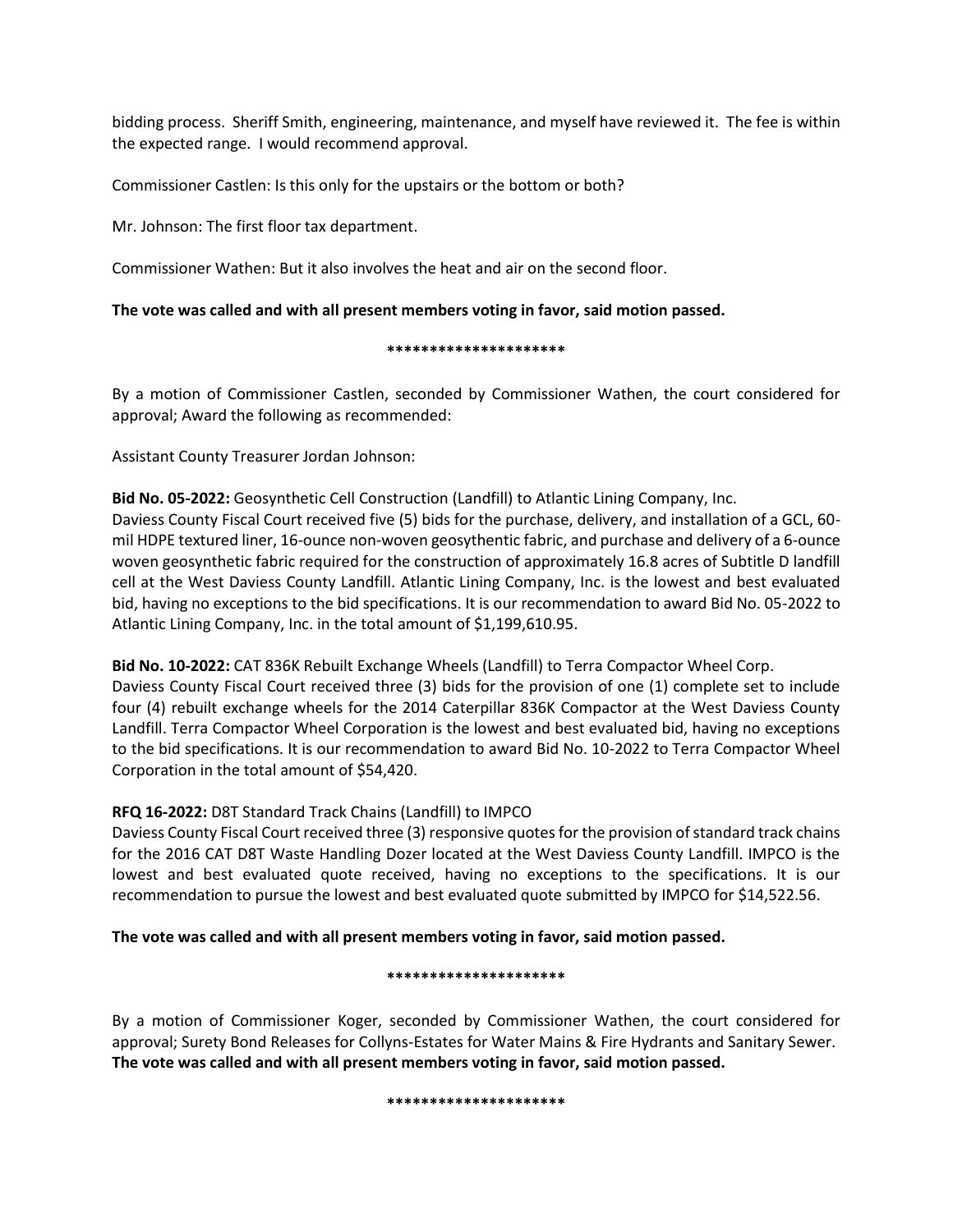bidding process. Sheriff Smith, engineering, maintenance, and myself have reviewed it. The fee is within the expected range. I would recommend approval.

Commissioner Castlen: Is this only for the upstairs or the bottom or both?

Mr. Johnson: The first floor tax department.

Commissioner Wathen: But it also involves the heat and air on the second floor.

**The vote was called and with all present members voting in favor, said motion passed.**

**********************

By a motion of Commissioner Castlen, seconded by Commissioner Wathen, the court considered for approval; Award the following as recommended:

Assistant County Treasurer Jordan Johnson:

**Bid No. 05-2022:** Geosynthetic Cell Construction (Landfill) to Atlantic Lining Company, Inc.
Daviess County Fiscal Court received five (5) bids for the purchase, delivery, and installation of a GCL, 60-mil HDPE textured liner, 16-ounce non-woven geosythentic fabric, and purchase and delivery of a 6-ounce woven geosynthetic fabric required for the construction of approximately 16.8 acres of Subtitle D landfill cell at the West Daviess County Landfill. Atlantic Lining Company, Inc. is the lowest and best evaluated bid, having no exceptions to the bid specifications. It is our recommendation to award Bid No. 05-2022 to Atlantic Lining Company, Inc. in the total amount of $1,199,610.95.

**Bid No. 10-2022:** CAT 836K Rebuilt Exchange Wheels (Landfill) to Terra Compactor Wheel Corp.
Daviess County Fiscal Court received three (3) bids for the provision of one (1) complete set to include four (4) rebuilt exchange wheels for the 2014 Caterpillar 836K Compactor at the West Daviess County Landfill. Terra Compactor Wheel Corporation is the lowest and best evaluated bid, having no exceptions to the bid specifications. It is our recommendation to award Bid No. 10-2022 to Terra Compactor Wheel Corporation in the total amount of $54,420.

**RFQ 16-2022:** D8T Standard Track Chains (Landfill) to IMPCO
Daviess County Fiscal Court received three (3) responsive quotes for the provision of standard track chains for the 2016 CAT D8T Waste Handling Dozer located at the West Daviess County Landfill. IMPCO is the lowest and best evaluated quote received, having no exceptions to the specifications. It is our recommendation to pursue the lowest and best evaluated quote submitted by IMPCO for $14,522.56.

**The vote was called and with all present members voting in favor, said motion passed.**

**********************

By a motion of Commissioner Koger, seconded by Commissioner Wathen, the court considered for approval; Surety Bond Releases for Collyns-Estates for Water Mains & Fire Hydrants and Sanitary Sewer. **The vote was called and with all present members voting in favor, said motion passed.**

**********************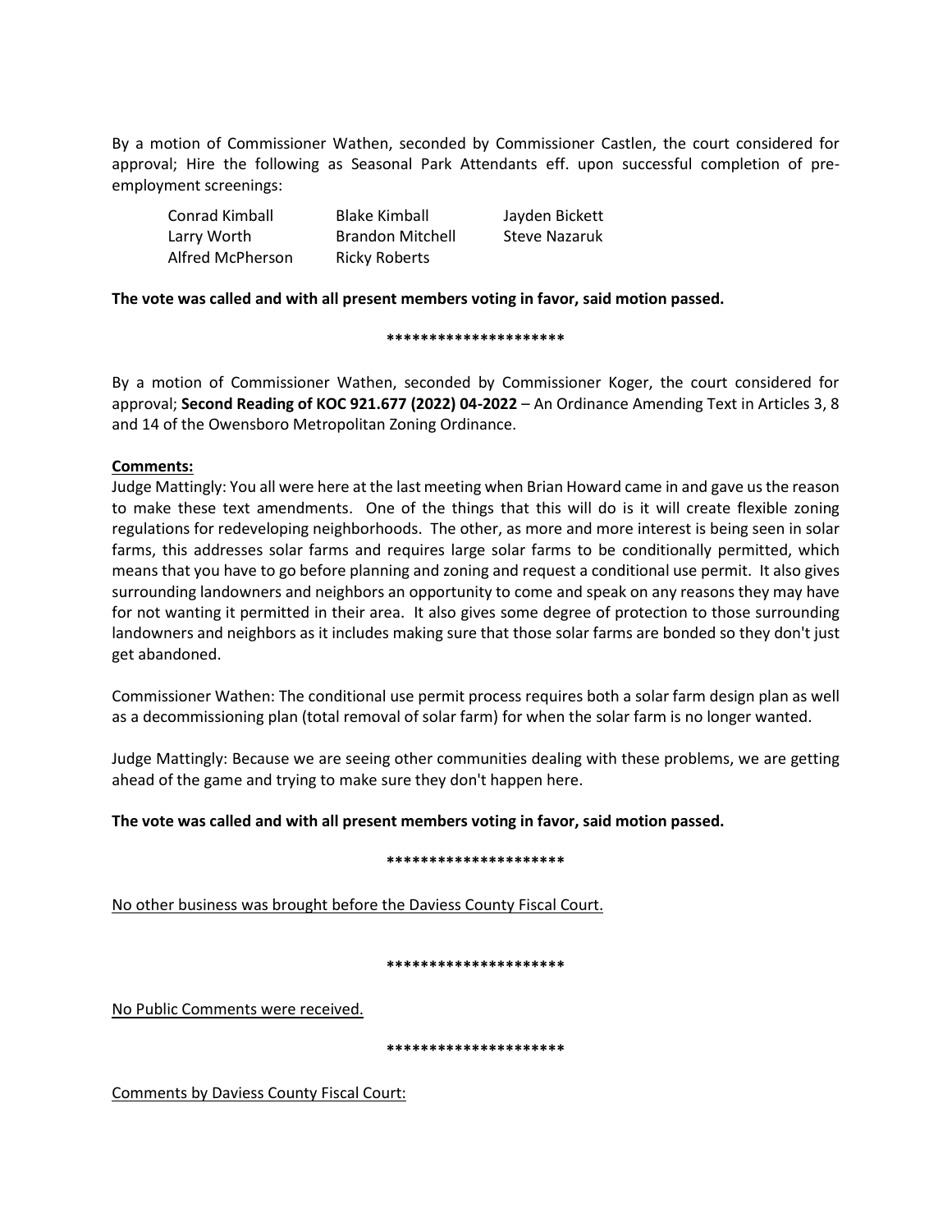By a motion of Commissioner Wathen, seconded by Commissioner Castlen, the court considered for approval; Hire the following as Seasonal Park Attendants eff. upon successful completion of pre-employment screenings:

| | | |
|---|---|---|
| Conrad Kimball | Blake Kimball | Jayden Bickett |
| Larry Worth | Brandon Mitchell | Steve Nazaruk |
| Alfred McPherson | Ricky Roberts | |

**The vote was called and with all present members voting in favor, said motion passed.**

**********************

By a motion of Commissioner Wathen, seconded by Commissioner Koger, the court considered for approval; **Second Reading of KOC 921.677 (2022) 04-2022** – An Ordinance Amending Text in Articles 3, 8 and 14 of the Owensboro Metropolitan Zoning Ordinance.

**Comments:**

Judge Mattingly: You all were here at the last meeting when Brian Howard came in and gave us the reason to make these text amendments. One of the things that this will do is it will create flexible zoning regulations for redeveloping neighborhoods. The other, as more and more interest is being seen in solar farms, this addresses solar farms and requires large solar farms to be conditionally permitted, which means that you have to go before planning and zoning and request a conditional use permit. It also gives surrounding landowners and neighbors an opportunity to come and speak on any reasons they may have for not wanting it permitted in their area. It also gives some degree of protection to those surrounding landowners and neighbors as it includes making sure that those solar farms are bonded so they don't just get abandoned.

Commissioner Wathen: The conditional use permit process requires both a solar farm design plan as well as a decommissioning plan (total removal of solar farm) for when the solar farm is no longer wanted.

Judge Mattingly: Because we are seeing other communities dealing with these problems, we are getting ahead of the game and trying to make sure they don't happen here.

**The vote was called and with all present members voting in favor, said motion passed.**

**********************

No other business was brought before the Daviess County Fiscal Court.

**********************

No Public Comments were received.

**********************

Comments by Daviess County Fiscal Court: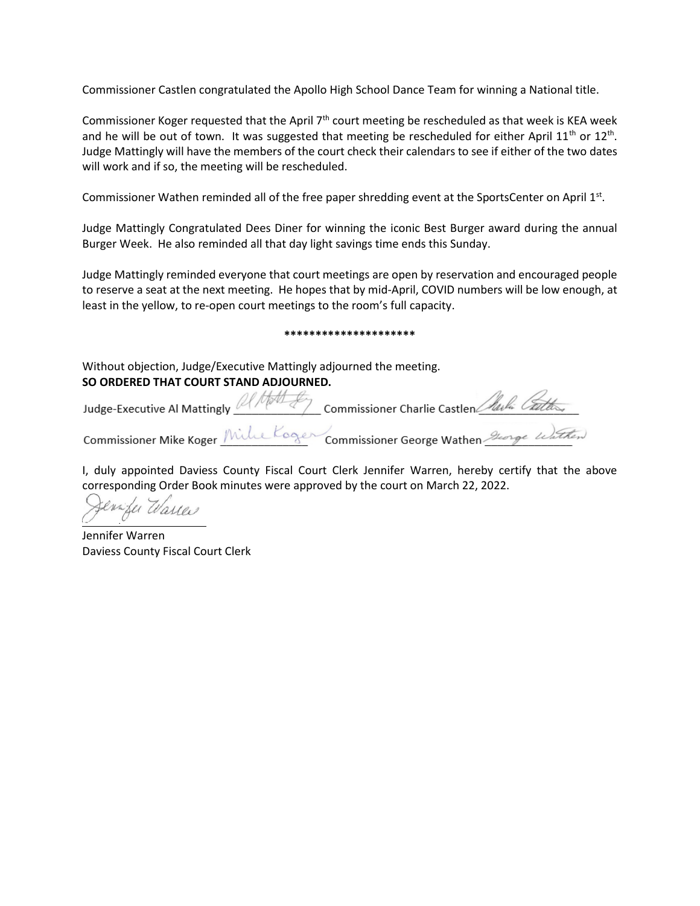Commissioner Castlen congratulated the Apollo High School Dance Team for winning a National title.

Commissioner Koger requested that the April 7th court meeting be rescheduled as that week is KEA week and he will be out of town. It was suggested that meeting be rescheduled for either April 11th or 12th. Judge Mattingly will have the members of the court check their calendars to see if either of the two dates will work and if so, the meeting will be rescheduled.

Commissioner Wathen reminded all of the free paper shredding event at the SportsCenter on April 1st.

Judge Mattingly Congratulated Dees Diner for winning the iconic Best Burger award during the annual Burger Week. He also reminded all that day light savings time ends this Sunday.

Judge Mattingly reminded everyone that court meetings are open by reservation and encouraged people to reserve a seat at the next meeting. He hopes that by mid-April, COVID numbers will be low enough, at least in the yellow, to re-open court meetings to the room's full capacity.

*********************

Without objection, Judge/Executive Mattingly adjourned the meeting.
**SO ORDERED THAT COURT STAND ADJOURNED.**

Judge-Executive Al Mattingly _______________ Commissioner Charlie Castlen _______________

Commissioner Mike Koger _______________ Commissioner George Wathen _______________

I, duly appointed Daviess County Fiscal Court Clerk Jennifer Warren, hereby certify that the above corresponding Order Book minutes were approved by the court on March 22, 2022.

_______________
Jennifer Warren
Daviess County Fiscal Court Clerk